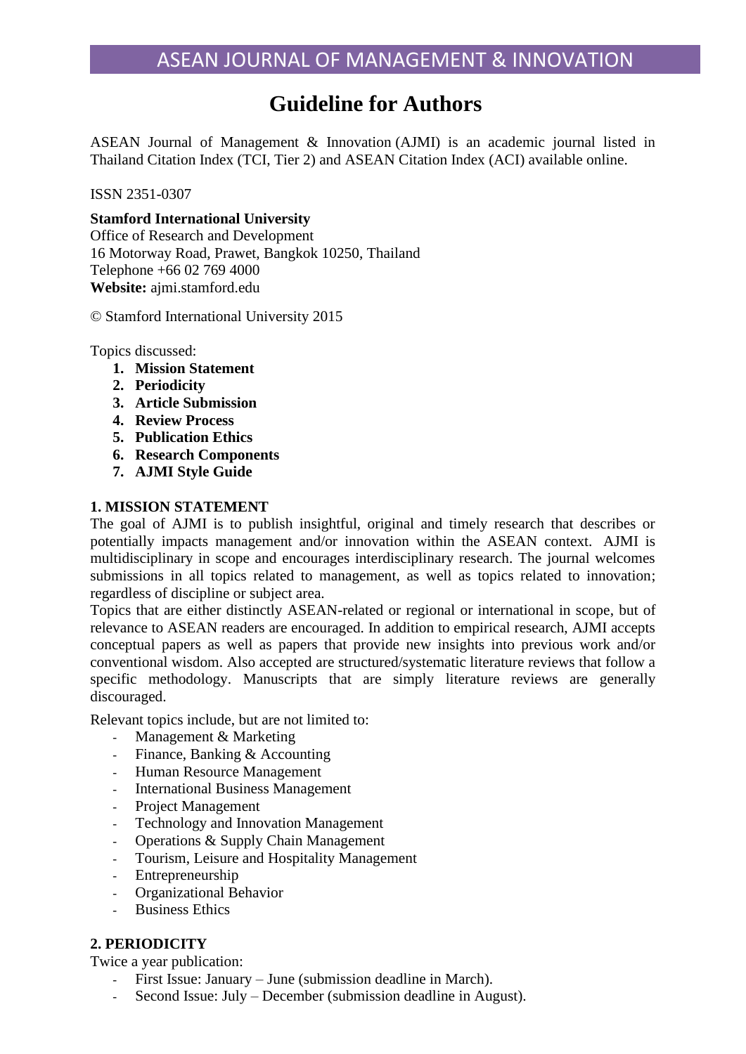# ASEAN JOURNAL OF MANAGEMENT & INNOVATION

# Guideline for Authors

ASEAN Journal of Management & Innovation (AJMI) is an academic journal listed in Thailand Citation Index (TCI, Tier 2) and ASEAN Citation Index (ACI) available online.

ISSN 2351-0307

**Stamford International University**
Office of Research and Development
16 Motorway Road, Prawet, Bangkok 10250, Thailand
Telephone +66 02 769 4000
**Website:** ajmi.stamford.edu

© Stamford International University 2015

Topics discussed:

1. **Mission Statement**
2. **Periodicity**
3. **Article Submission**
4. **Review Process**
5. **Publication Ethics**
6. **Research Components**
7. **AJMI Style Guide**

## 1. MISSION STATEMENT

The goal of AJMI is to publish insightful, original and timely research that describes or potentially impacts management and/or innovation within the ASEAN context. AJMI is multidisciplinary in scope and encourages interdisciplinary research. The journal welcomes submissions in all topics related to management, as well as topics related to innovation; regardless of discipline or subject area.

Topics that are either distinctly ASEAN-related or regional or international in scope, but of relevance to ASEAN readers are encouraged. In addition to empirical research, AJMI accepts conceptual papers as well as papers that provide new insights into previous work and/or conventional wisdom. Also accepted are structured/systematic literature reviews that follow a specific methodology. Manuscripts that are simply literature reviews are generally discouraged.

Relevant topics include, but are not limited to:

- Management & Marketing
- Finance, Banking & Accounting
- Human Resource Management
- International Business Management
- Project Management
- Technology and Innovation Management
- Operations & Supply Chain Management
- Tourism, Leisure and Hospitality Management
- Entrepreneurship
- Organizational Behavior
- Business Ethics

## 2. PERIODICITY

Twice a year publication:

- First Issue: January – June (submission deadline in March).
- Second Issue: July – December (submission deadline in August).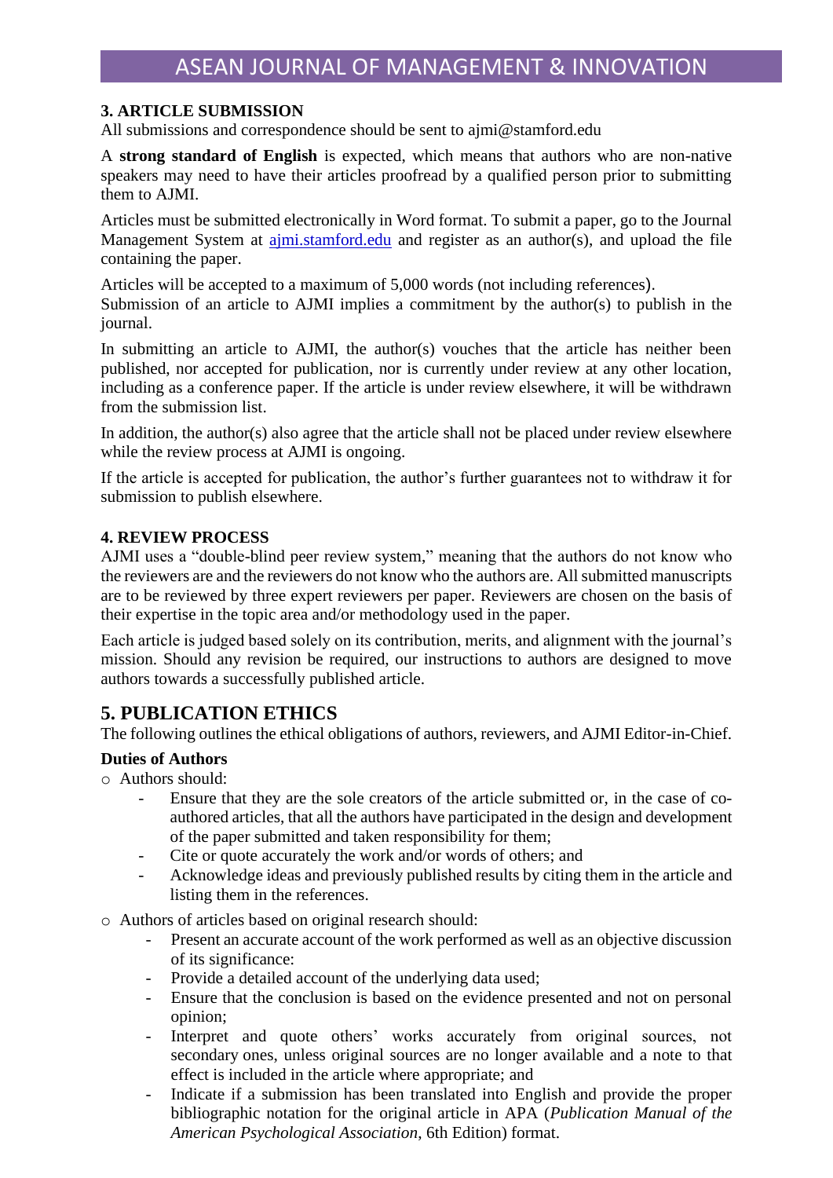### 3. ARTICLE SUBMISSION

All submissions and correspondence should be sent to ajmi@stamford.edu

A **strong standard of English** is expected, which means that authors who are non-native speakers may need to have their articles proofread by a qualified person prior to submitting them to AJMI.

Articles must be submitted electronically in Word format. To submit a paper, go to the Journal Management System at [ajmi.stamford.edu](ajmi.stamford.edu) and register as an author(s), and upload the file containing the paper.

Articles will be accepted to a maximum of 5,000 words (not including references).
Submission of an article to AJMI implies a commitment by the author(s) to publish in the journal.

In submitting an article to AJMI, the author(s) vouches that the article has neither been published, nor accepted for publication, nor is currently under review at any other location, including as a conference paper. If the article is under review elsewhere, it will be withdrawn from the submission list.

In addition, the author(s) also agree that the article shall not be placed under review elsewhere while the review process at AJMI is ongoing.

If the article is accepted for publication, the author's further guarantees not to withdraw it for submission to publish elsewhere.

### 4. REVIEW PROCESS

AJMI uses a "double-blind peer review system," meaning that the authors do not know who the reviewers are and the reviewers do not know who the authors are. All submitted manuscripts are to be reviewed by three expert reviewers per paper. Reviewers are chosen on the basis of their expertise in the topic area and/or methodology used in the paper.

Each article is judged based solely on its contribution, merits, and alignment with the journal's mission. Should any revision be required, our instructions to authors are designed to move authors towards a successfully published article.

## 5. PUBLICATION ETHICS

The following outlines the ethical obligations of authors, reviewers, and AJMI Editor-in-Chief.

**Duties of Authors**

- Authors should:
  - Ensure that they are the sole creators of the article submitted or, in the case of co-authored articles, that all the authors have participated in the design and development of the paper submitted and taken responsibility for them;
  - Cite or quote accurately the work and/or words of others; and
  - Acknowledge ideas and previously published results by citing them in the article and listing them in the references.
- Authors of articles based on original research should:
  - Present an accurate account of the work performed as well as an objective discussion of its significance:
  - Provide a detailed account of the underlying data used;
  - Ensure that the conclusion is based on the evidence presented and not on personal opinion;
  - Interpret and quote others' works accurately from original sources, not secondary ones, unless original sources are no longer available and a note to that effect is included in the article where appropriate; and
  - Indicate if a submission has been translated into English and provide the proper bibliographic notation for the original article in APA (*Publication Manual of the American Psychological Association*, 6th Edition) format.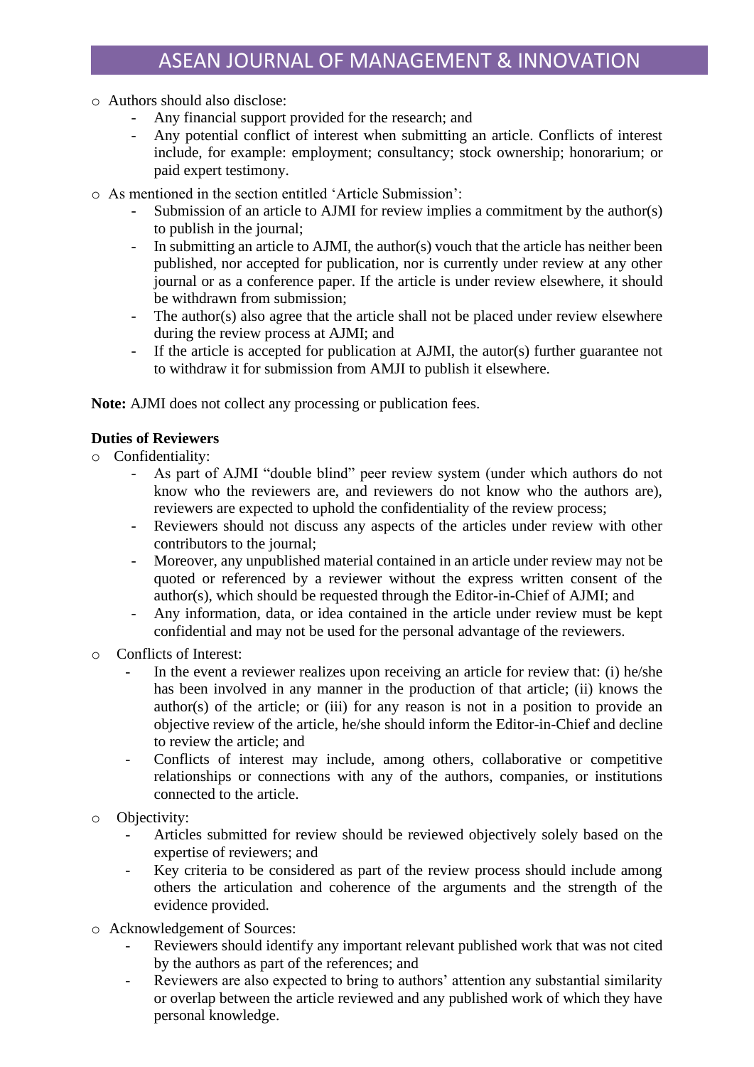- Authors should also disclose:
  - Any financial support provided for the research; and
  - Any potential conflict of interest when submitting an article. Conflicts of interest include, for example: employment; consultancy; stock ownership; honorarium; or paid expert testimony.
- As mentioned in the section entitled 'Article Submission':
  - Submission of an article to AJMI for review implies a commitment by the author(s) to publish in the journal;
  - In submitting an article to AJMI, the author(s) vouch that the article has neither been published, nor accepted for publication, nor is currently under review at any other journal or as a conference paper. If the article is under review elsewhere, it should be withdrawn from submission;
  - The author(s) also agree that the article shall not be placed under review elsewhere during the review process at AJMI; and
  - If the article is accepted for publication at AJMI, the autor(s) further guarantee not to withdraw it for submission from AMJI to publish it elsewhere.

**Note:** AJMI does not collect any processing or publication fees.

**Duties of Reviewers**

- Confidentiality:
  - As part of AJMI "double blind" peer review system (under which authors do not know who the reviewers are, and reviewers do not know who the authors are), reviewers are expected to uphold the confidentiality of the review process;
  - Reviewers should not discuss any aspects of the articles under review with other contributors to the journal;
  - Moreover, any unpublished material contained in an article under review may not be quoted or referenced by a reviewer without the express written consent of the author(s), which should be requested through the Editor-in-Chief of AJMI; and
  - Any information, data, or idea contained in the article under review must be kept confidential and may not be used for the personal advantage of the reviewers.
- Conflicts of Interest:
  - In the event a reviewer realizes upon receiving an article for review that: (i) he/she has been involved in any manner in the production of that article; (ii) knows the author(s) of the article; or (iii) for any reason is not in a position to provide an objective review of the article, he/she should inform the Editor-in-Chief and decline to review the article; and
  - Conflicts of interest may include, among others, collaborative or competitive relationships or connections with any of the authors, companies, or institutions connected to the article.
- Objectivity:
  - Articles submitted for review should be reviewed objectively solely based on the expertise of reviewers; and
  - Key criteria to be considered as part of the review process should include among others the articulation and coherence of the arguments and the strength of the evidence provided.
- Acknowledgement of Sources:
  - Reviewers should identify any important relevant published work that was not cited by the authors as part of the references; and
  - Reviewers are also expected to bring to authors' attention any substantial similarity or overlap between the article reviewed and any published work of which they have personal knowledge.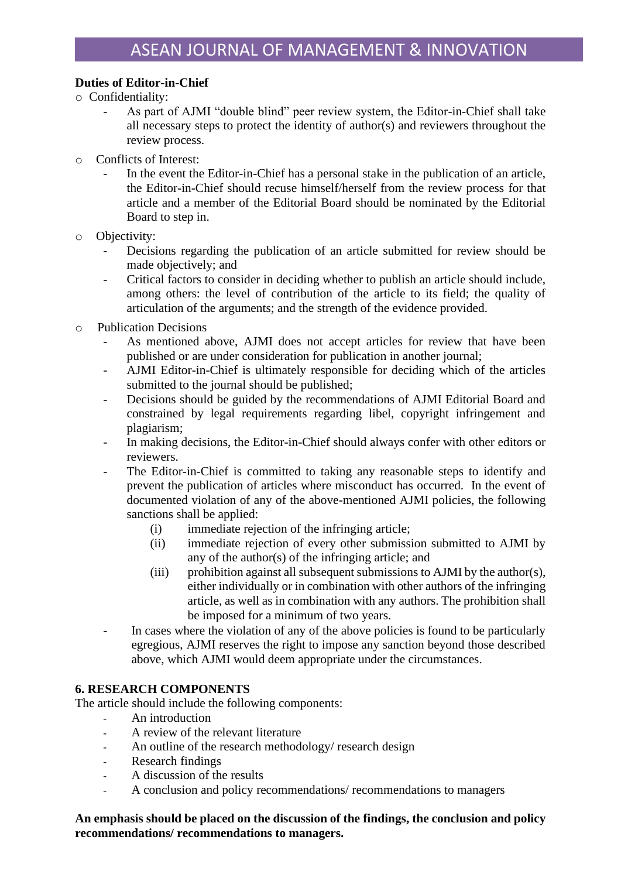**Duties of Editor-in-Chief**

- Confidentiality:
  - As part of AJMI "double blind" peer review system, the Editor-in-Chief shall take all necessary steps to protect the identity of author(s) and reviewers throughout the review process.
- Conflicts of Interest:
  - In the event the Editor-in-Chief has a personal stake in the publication of an article, the Editor-in-Chief should recuse himself/herself from the review process for that article and a member of the Editorial Board should be nominated by the Editorial Board to step in.
- Objectivity:
  - Decisions regarding the publication of an article submitted for review should be made objectively; and
  - Critical factors to consider in deciding whether to publish an article should include, among others: the level of contribution of the article to its field; the quality of articulation of the arguments; and the strength of the evidence provided.
- Publication Decisions
  - As mentioned above, AJMI does not accept articles for review that have been published or are under consideration for publication in another journal;
  - AJMI Editor-in-Chief is ultimately responsible for deciding which of the articles submitted to the journal should be published;
  - Decisions should be guided by the recommendations of AJMI Editorial Board and constrained by legal requirements regarding libel, copyright infringement and plagiarism;
  - In making decisions, the Editor-in-Chief should always confer with other editors or reviewers.
  - The Editor-in-Chief is committed to taking any reasonable steps to identify and prevent the publication of articles where misconduct has occurred. In the event of documented violation of any of the above-mentioned AJMI policies, the following sanctions shall be applied:
    - (i) immediate rejection of the infringing article;
    - (ii) immediate rejection of every other submission submitted to AJMI by any of the author(s) of the infringing article; and
    - (iii) prohibition against all subsequent submissions to AJMI by the author(s), either individually or in combination with other authors of the infringing article, as well as in combination with any authors. The prohibition shall be imposed for a minimum of two years.
  - In cases where the violation of any of the above policies is found to be particularly egregious, AJMI reserves the right to impose any sanction beyond those described above, which AJMI would deem appropriate under the circumstances.

## 6. RESEARCH COMPONENTS

The article should include the following components:

- An introduction
- A review of the relevant literature
- An outline of the research methodology/ research design
- Research findings
- A discussion of the results
- A conclusion and policy recommendations/ recommendations to managers

**An emphasis should be placed on the discussion of the findings, the conclusion and policy recommendations/ recommendations to managers.**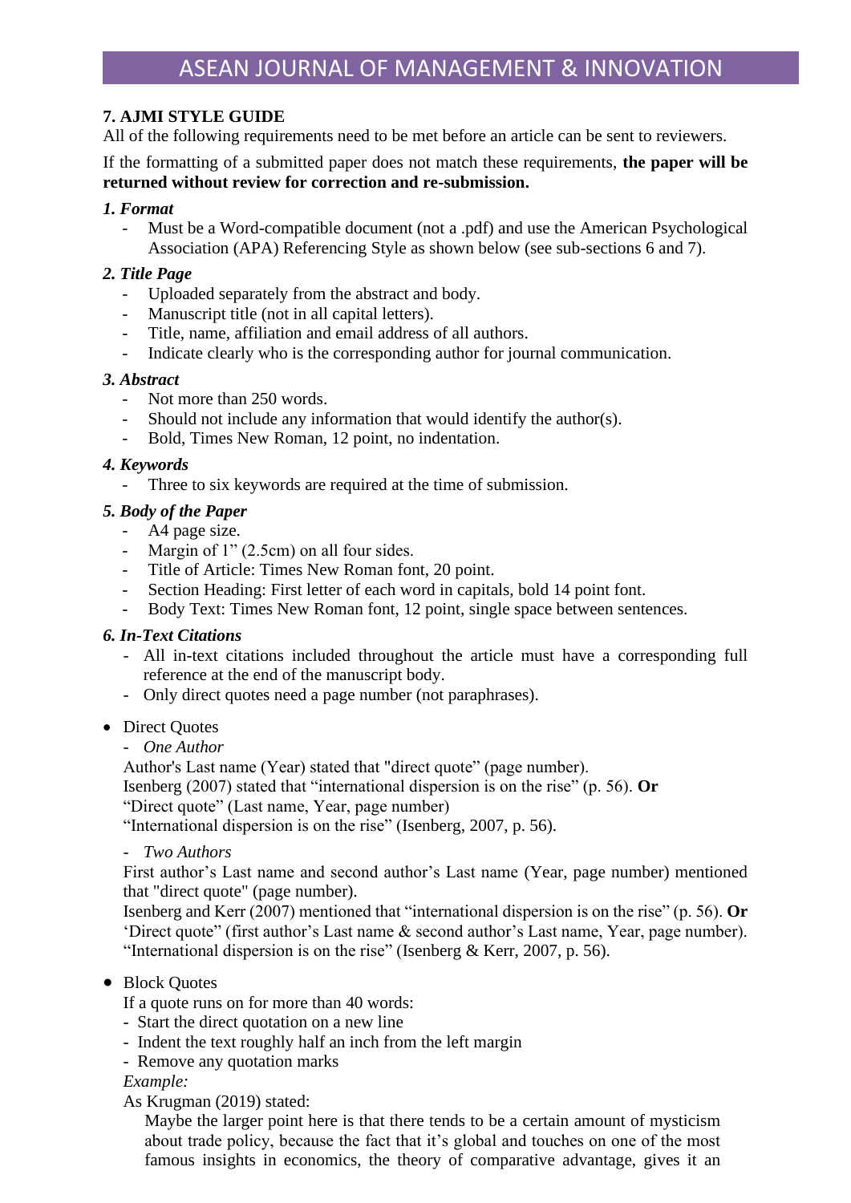## 7. AJMI STYLE GUIDE

All of the following requirements need to be met before an article can be sent to reviewers.

If the formatting of a submitted paper does not match these requirements, **the paper will be returned without review for correction and re-submission.**

### *1. Format*

- Must be a Word-compatible document (not a .pdf) and use the American Psychological Association (APA) Referencing Style as shown below (see sub-sections 6 and 7).

### *2. Title Page*

- Uploaded separately from the abstract and body.
- Manuscript title (not in all capital letters).
- Title, name, affiliation and email address of all authors.
- Indicate clearly who is the corresponding author for journal communication.

### *3. Abstract*

- Not more than 250 words.
- Should not include any information that would identify the author(s).
- Bold, Times New Roman, 12 point, no indentation.

### *4. Keywords*

- Three to six keywords are required at the time of submission.

### *5. Body of the Paper*

- A4 page size.
- Margin of 1" (2.5cm) on all four sides.
- Title of Article: Times New Roman font, 20 point.
- Section Heading: First letter of each word in capitals, bold 14 point font.
- Body Text: Times New Roman font, 12 point, single space between sentences.

### *6. In-Text Citations*

- All in-text citations included throughout the article must have a corresponding full reference at the end of the manuscript body.
- Only direct quotes need a page number (not paraphrases).

- Direct Quotes
  - *One Author*

  Author's Last name (Year) stated that "direct quote" (page number).
  Isenberg (2007) stated that "international dispersion is on the rise" (p. 56). **Or**
  "Direct quote" (Last name, Year, page number)
  "International dispersion is on the rise" (Isenberg, 2007, p. 56).

  - *Two Authors*

  First author's Last name and second author's Last name (Year, page number) mentioned that "direct quote" (page number).
  Isenberg and Kerr (2007) mentioned that "international dispersion is on the rise" (p. 56). **Or**
  'Direct quote" (first author's Last name & second author's Last name, Year, page number).
  "International dispersion is on the rise" (Isenberg & Kerr, 2007, p. 56).

- Block Quotes

  If a quote runs on for more than 40 words:
  - Start the direct quotation on a new line
  - Indent the text roughly half an inch from the left margin
  - Remove any quotation marks

  *Example:*

  As Krugman (2019) stated:

  > Maybe the larger point here is that there tends to be a certain amount of mysticism about trade policy, because the fact that it's global and touches on one of the most famous insights in economics, the theory of comparative advantage, gives it an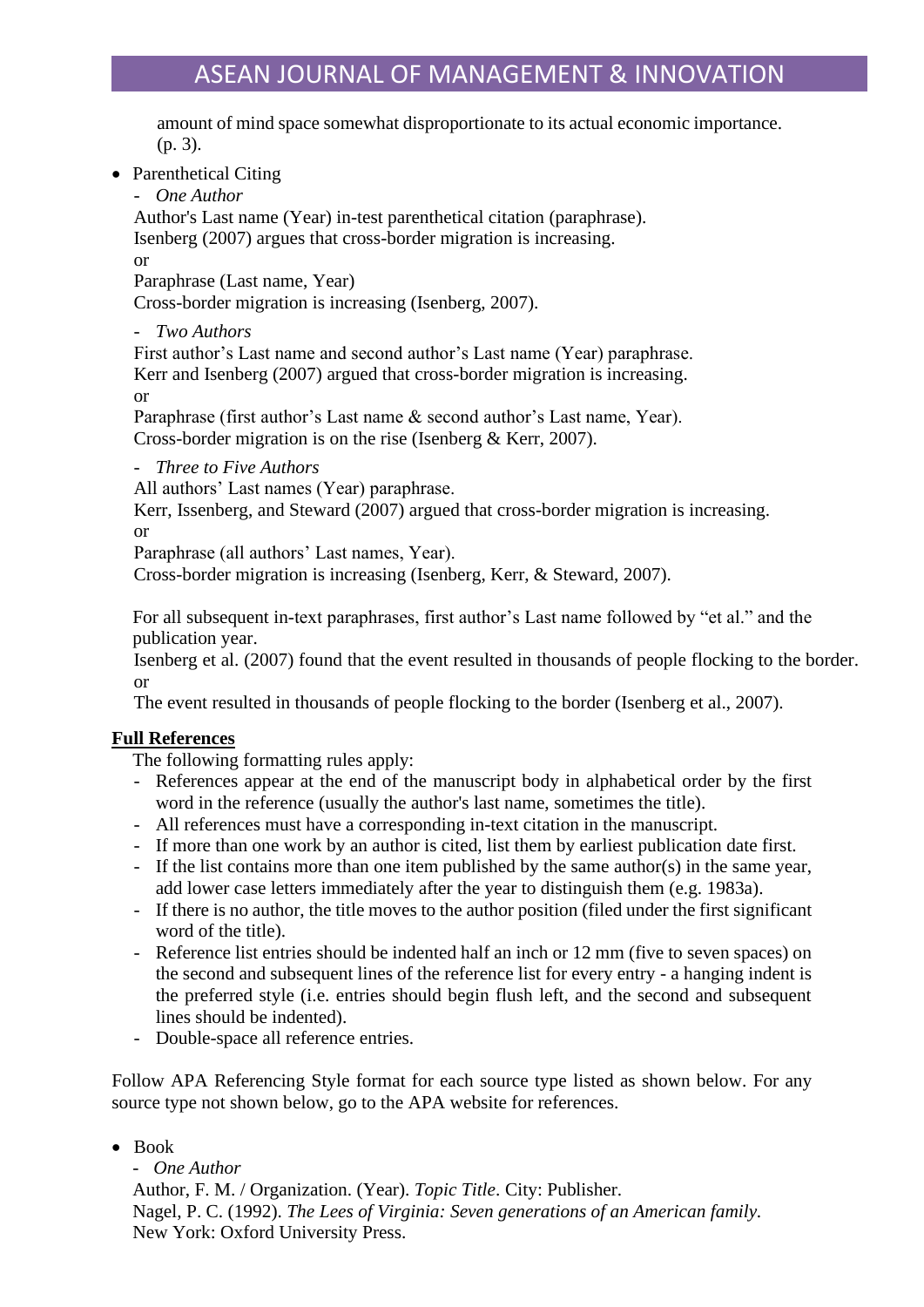amount of mind space somewhat disproportionate to its actual economic importance. (p. 3).

- Parenthetical Citing
  - *One Author*

  Author's Last name (Year) in-test parenthetical citation (paraphrase).
  Isenberg (2007) argues that cross-border migration is increasing.
  or
  Paraphrase (Last name, Year)
  Cross-border migration is increasing (Isenberg, 2007).

  - *Two Authors*

  First author's Last name and second author's Last name (Year) paraphrase.
  Kerr and Isenberg (2007) argued that cross-border migration is increasing.
  or
  Paraphrase (first author's Last name & second author's Last name, Year).
  Cross-border migration is on the rise (Isenberg & Kerr, 2007).

  - *Three to Five Authors*

  All authors' Last names (Year) paraphrase.
  Kerr, Issenberg, and Steward (2007) argued that cross-border migration is increasing.
  or
  Paraphrase (all authors' Last names, Year).
  Cross-border migration is increasing (Isenberg, Kerr, & Steward, 2007).

  For all subsequent in-text paraphrases, first author's Last name followed by "et al." and the publication year.
  Isenberg et al. (2007) found that the event resulted in thousands of people flocking to the border.
  or
  The event resulted in thousands of people flocking to the border (Isenberg et al., 2007).

**<u>Full References</u>**

The following formatting rules apply:

- References appear at the end of the manuscript body in alphabetical order by the first word in the reference (usually the author's last name, sometimes the title).
- All references must have a corresponding in-text citation in the manuscript.
- If more than one work by an author is cited, list them by earliest publication date first.
- If the list contains more than one item published by the same author(s) in the same year, add lower case letters immediately after the year to distinguish them (e.g. 1983a).
- If there is no author, the title moves to the author position (filed under the first significant word of the title).
- Reference list entries should be indented half an inch or 12 mm (five to seven spaces) on the second and subsequent lines of the reference list for every entry - a hanging indent is the preferred style (i.e. entries should begin flush left, and the second and subsequent lines should be indented).
- Double-space all reference entries.

Follow APA Referencing Style format for each source type listed as shown below. For any source type not shown below, go to the APA website for references.

- Book
  - *One Author*

  Author, F. M. / Organization. (Year). *Topic Title*. City: Publisher.
  Nagel, P. C. (1992). *The Lees of Virginia: Seven generations of an American family.* New York: Oxford University Press.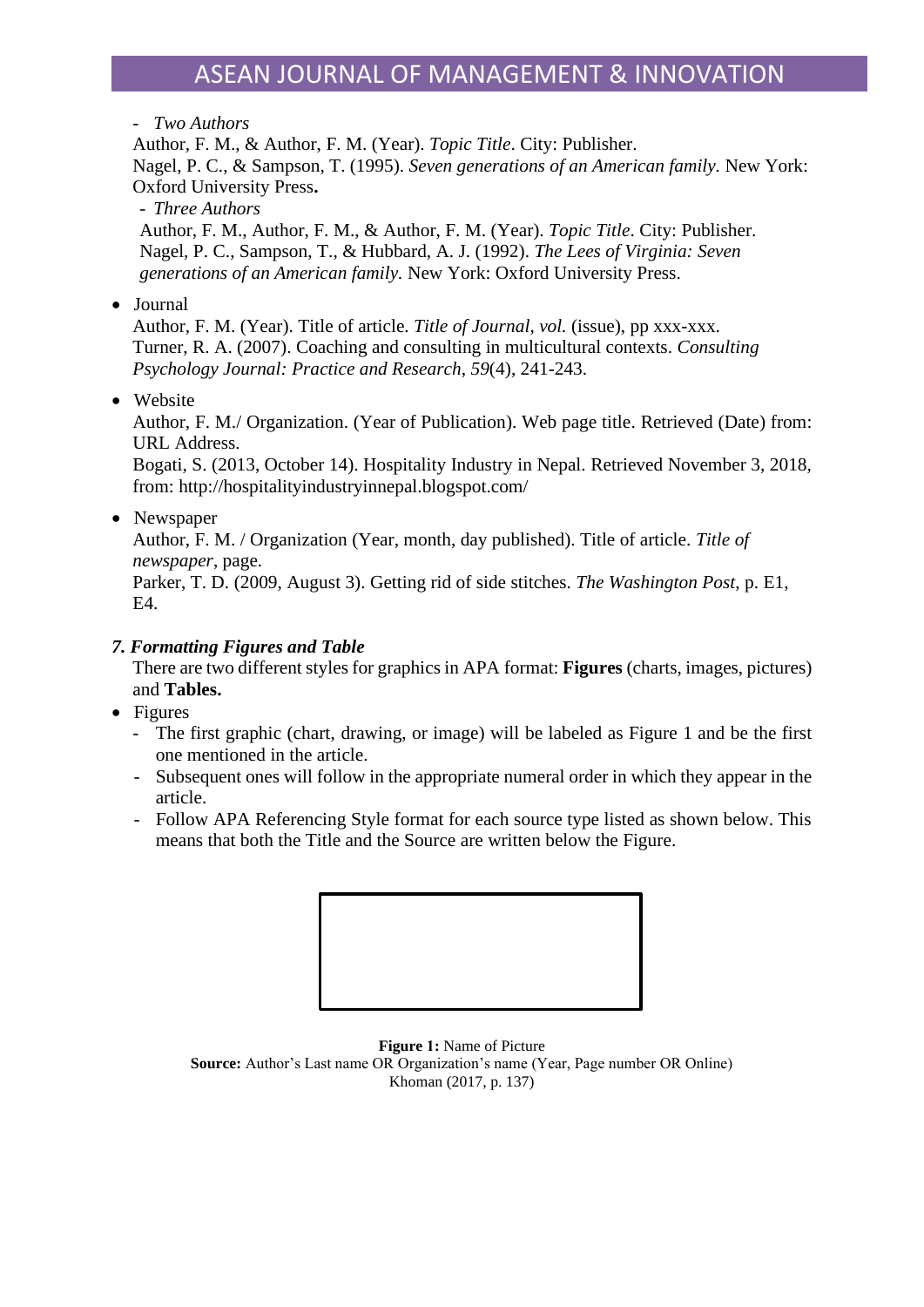- *Two Authors*

Author, F. M., & Author, F. M. (Year). *Topic Title*. City: Publisher.
Nagel, P. C., & Sampson, T. (1995). *Seven generations of an American family.* New York: Oxford University Press**.**

- *Three Authors*

Author, F. M., Author, F. M., & Author, F. M. (Year). *Topic Title*. City: Publisher.
Nagel, P. C., Sampson, T., & Hubbard, A. J. (1992). *The Lees of Virginia: Seven generations of an American family*. New York: Oxford University Press.

- Journal

  Author, F. M. (Year). Title of article. *Title of Journal*, *vol.* (issue), pp xxx-xxx.
  Turner, R. A. (2007). Coaching and consulting in multicultural contexts. *Consulting Psychology Journal: Practice and Research*, *59*(4), 241-243.

- Website

  Author, F. M./ Organization. (Year of Publication). Web page title. Retrieved (Date) from: URL Address.
  Bogati, S. (2013, October 14). Hospitality Industry in Nepal. Retrieved November 3, 2018, from: http://hospitalityindustryinnepal.blogspot.com/

- Newspaper

  Author, F. M. / Organization (Year, month, day published). Title of article. *Title of newspaper*, page.
  Parker, T. D. (2009, August 3). Getting rid of side stitches. *The Washington Post*, p. E1, E4.

### *7. Formatting Figures and Table*

There are two different styles for graphics in APA format: **Figures** (charts, images, pictures) and **Tables.**

- Figures
  - The first graphic (chart, drawing, or image) will be labeled as Figure 1 and be the first one mentioned in the article.
  - Subsequent ones will follow in the appropriate numeral order in which they appear in the article.
  - Follow APA Referencing Style format for each source type listed as shown below. This means that both the Title and the Source are written below the Figure.

**Figure 1:** Name of Picture
**Source:** Author's Last name OR Organization's name (Year, Page number OR Online)
Khoman (2017, p. 137)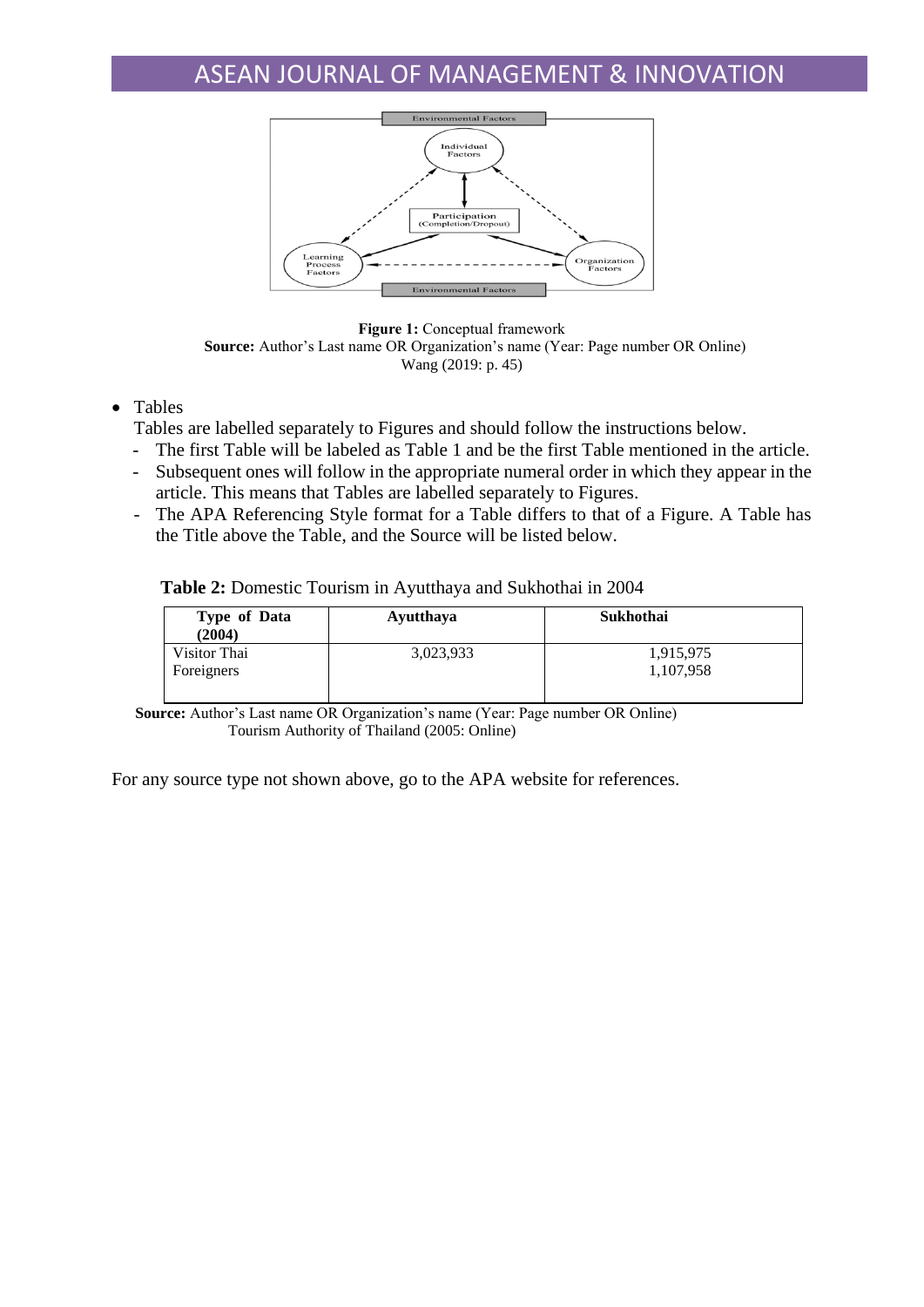Environmental Factors

Individual Factors

Participation (Completion/Dropout)

Learning Process Factors

Organization Factors

Environmental Factors

**Figure 1:** Conceptual framework
**Source:** Author's Last name OR Organization's name (Year: Page number OR Online)
Wang (2019: p. 45)

- Tables

  Tables are labelled separately to Figures and should follow the instructions below.
  - The first Table will be labeled as Table 1 and be the first Table mentioned in the article.
  - Subsequent ones will follow in the appropriate numeral order in which they appear in the article. This means that Tables are labelled separately to Figures.
  - The APA Referencing Style format for a Table differs to that of a Figure. A Table has the Title above the Table, and the Source will be listed below.

**Table 2:** Domestic Tourism in Ayutthaya and Sukhothai in 2004

| Type of Data (2004) | Ayutthaya | Sukhothai |
|---|---|---|
| Visitor Thai<br>Foreigners | 3,023,933 | 1,915,975<br>1,107,958 |

**Source:** Author's Last name OR Organization's name (Year: Page number OR Online)
Tourism Authority of Thailand (2005: Online)

For any source type not shown above, go to the APA website for references.